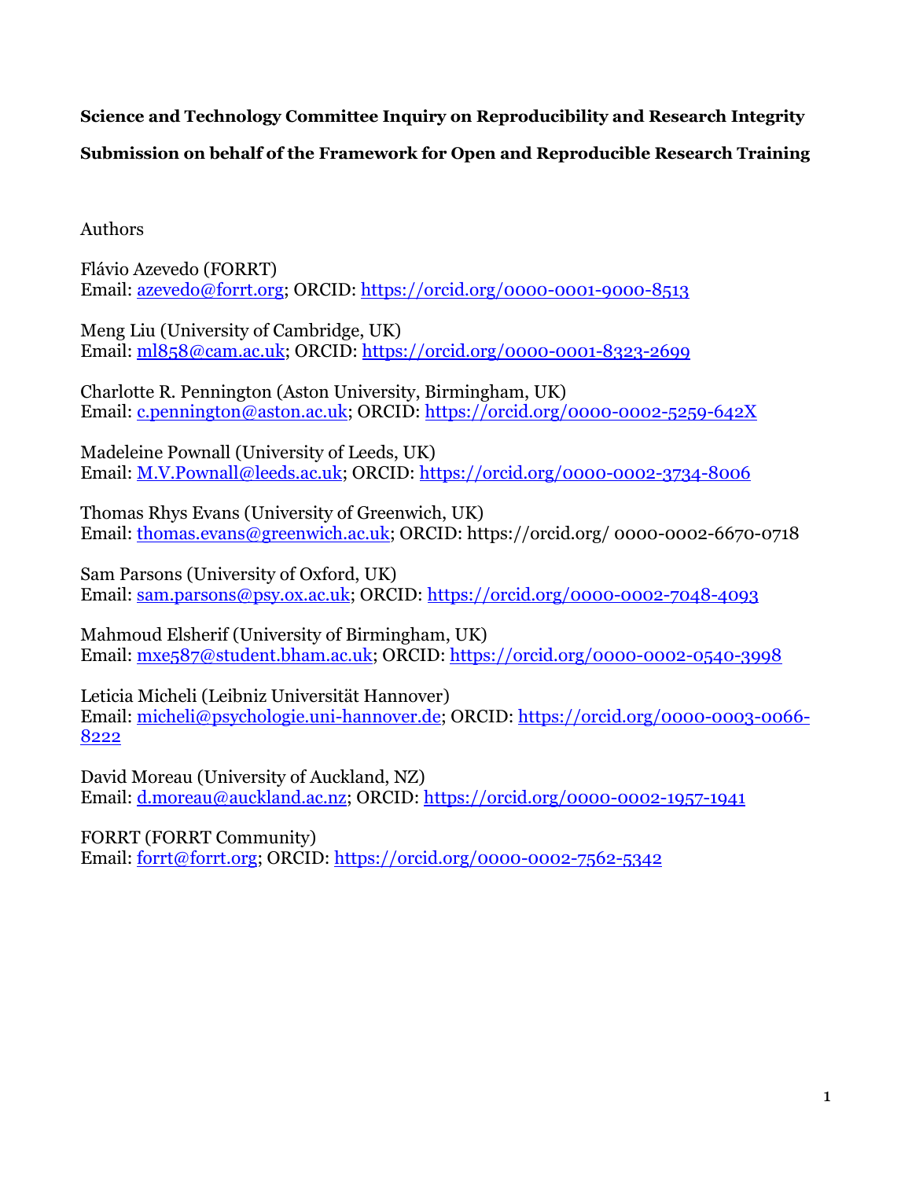**Science and Technology Committee Inquiry on Reproducibility and Research Integrity**

**Submission on behalf of the Framework for Open and Reproducible Research Training**

Authors

Flávio Azevedo (FORRT)
Email: azevedo@forrt.org; ORCID: https://orcid.org/0000-0001-9000-8513

Meng Liu (University of Cambridge, UK)
Email: ml858@cam.ac.uk; ORCID: https://orcid.org/0000-0001-8323-2699

Charlotte R. Pennington (Aston University, Birmingham, UK)
Email: c.pennington@aston.ac.uk; ORCID: https://orcid.org/0000-0002-5259-642X

Madeleine Pownall (University of Leeds, UK)
Email: M.V.Pownall@leeds.ac.uk; ORCID: https://orcid.org/0000-0002-3734-8006

Thomas Rhys Evans (University of Greenwich, UK)
Email: thomas.evans@greenwich.ac.uk; ORCID: https://orcid.org/ 0000-0002-6670-0718

Sam Parsons (University of Oxford, UK)
Email: sam.parsons@psy.ox.ac.uk; ORCID: https://orcid.org/0000-0002-7048-4093

Mahmoud Elsherif (University of Birmingham, UK)
Email: mxe587@student.bham.ac.uk; ORCID: https://orcid.org/0000-0002-0540-3998

Leticia Micheli (Leibniz Universität Hannover)
Email: micheli@psychologie.uni-hannover.de; ORCID: https://orcid.org/0000-0003-0066-8222

David Moreau (University of Auckland, NZ)
Email: d.moreau@auckland.ac.nz; ORCID: https://orcid.org/0000-0002-1957-1941

FORRT (FORRT Community)
Email: forrt@forrt.org; ORCID: https://orcid.org/0000-0002-7562-5342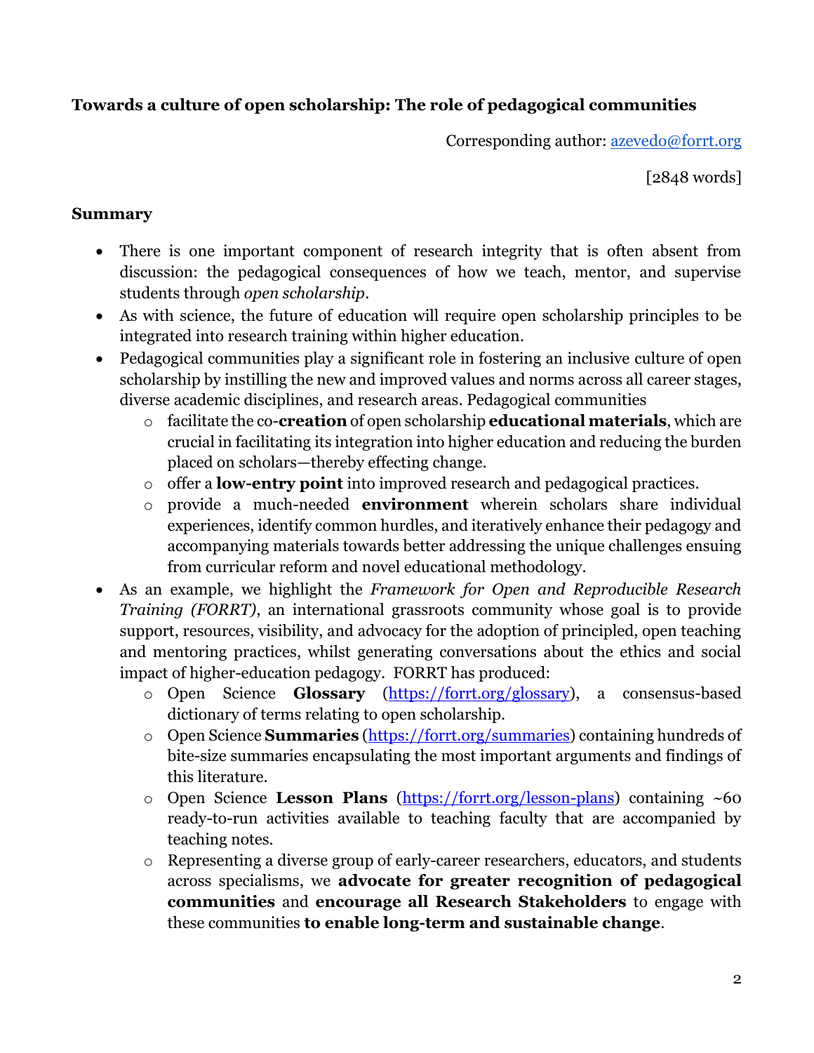**Towards a culture of open scholarship: The role of pedagogical communities**

Corresponding author: azevedo@forrt.org

[2848 words]

**Summary**

- There is one important component of research integrity that is often absent from discussion: the pedagogical consequences of how we teach, mentor, and supervise students through *open scholarship*.
- As with science, the future of education will require open scholarship principles to be integrated into research training within higher education.
- Pedagogical communities play a significant role in fostering an inclusive culture of open scholarship by instilling the new and improved values and norms across all career stages, diverse academic disciplines, and research areas. Pedagogical communities
    - facilitate the co-**creation** of open scholarship **educational materials**, which are crucial in facilitating its integration into higher education and reducing the burden placed on scholars—thereby effecting change.
    - offer a **low-entry point** into improved research and pedagogical practices.
    - provide a much-needed **environment** wherein scholars share individual experiences, identify common hurdles, and iteratively enhance their pedagogy and accompanying materials towards better addressing the unique challenges ensuing from curricular reform and novel educational methodology.
- As an example, we highlight the *Framework for Open and Reproducible Research Training (FORRT)*, an international grassroots community whose goal is to provide support, resources, visibility, and advocacy for the adoption of principled, open teaching and mentoring practices, whilst generating conversations about the ethics and social impact of higher-education pedagogy. FORRT has produced:
    - Open Science **Glossary** (https://forrt.org/glossary), a consensus-based dictionary of terms relating to open scholarship.
    - Open Science **Summaries** (https://forrt.org/summaries) containing hundreds of bite-size summaries encapsulating the most important arguments and findings of this literature.
    - Open Science **Lesson Plans** (https://forrt.org/lesson-plans) containing ~60 ready-to-run activities available to teaching faculty that are accompanied by teaching notes.
    - Representing a diverse group of early-career researchers, educators, and students across specialisms, we **advocate for greater recognition of pedagogical communities** and **encourage all Research Stakeholders** to engage with these communities **to enable long-term and sustainable change**.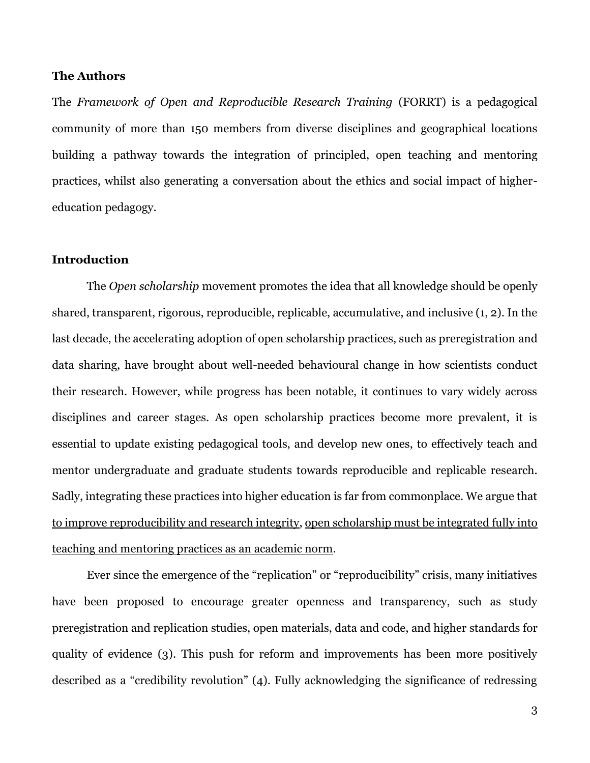## The Authors

The *Framework of Open and Reproducible Research Training* (FORRT) is a pedagogical community of more than 150 members from diverse disciplines and geographical locations building a pathway towards the integration of principled, open teaching and mentoring practices, whilst also generating a conversation about the ethics and social impact of higher-education pedagogy.

## Introduction

The *Open scholarship* movement promotes the idea that all knowledge should be openly shared, transparent, rigorous, reproducible, replicable, accumulative, and inclusive (1, 2). In the last decade, the accelerating adoption of open scholarship practices, such as preregistration and data sharing, have brought about well-needed behavioural change in how scientists conduct their research. However, while progress has been notable, it continues to vary widely across disciplines and career stages. As open scholarship practices become more prevalent, it is essential to update existing pedagogical tools, and develop new ones, to effectively teach and mentor undergraduate and graduate students towards reproducible and replicable research. Sadly, integrating these practices into higher education is far from commonplace. We argue that <u>to improve reproducibility and research integrity</u>, <u>open scholarship must be integrated fully into teaching and mentoring practices as an academic norm</u>.

Ever since the emergence of the "replication" or "reproducibility" crisis, many initiatives have been proposed to encourage greater openness and transparency, such as study preregistration and replication studies, open materials, data and code, and higher standards for quality of evidence (3). This push for reform and improvements has been more positively described as a "credibility revolution" (4). Fully acknowledging the significance of redressing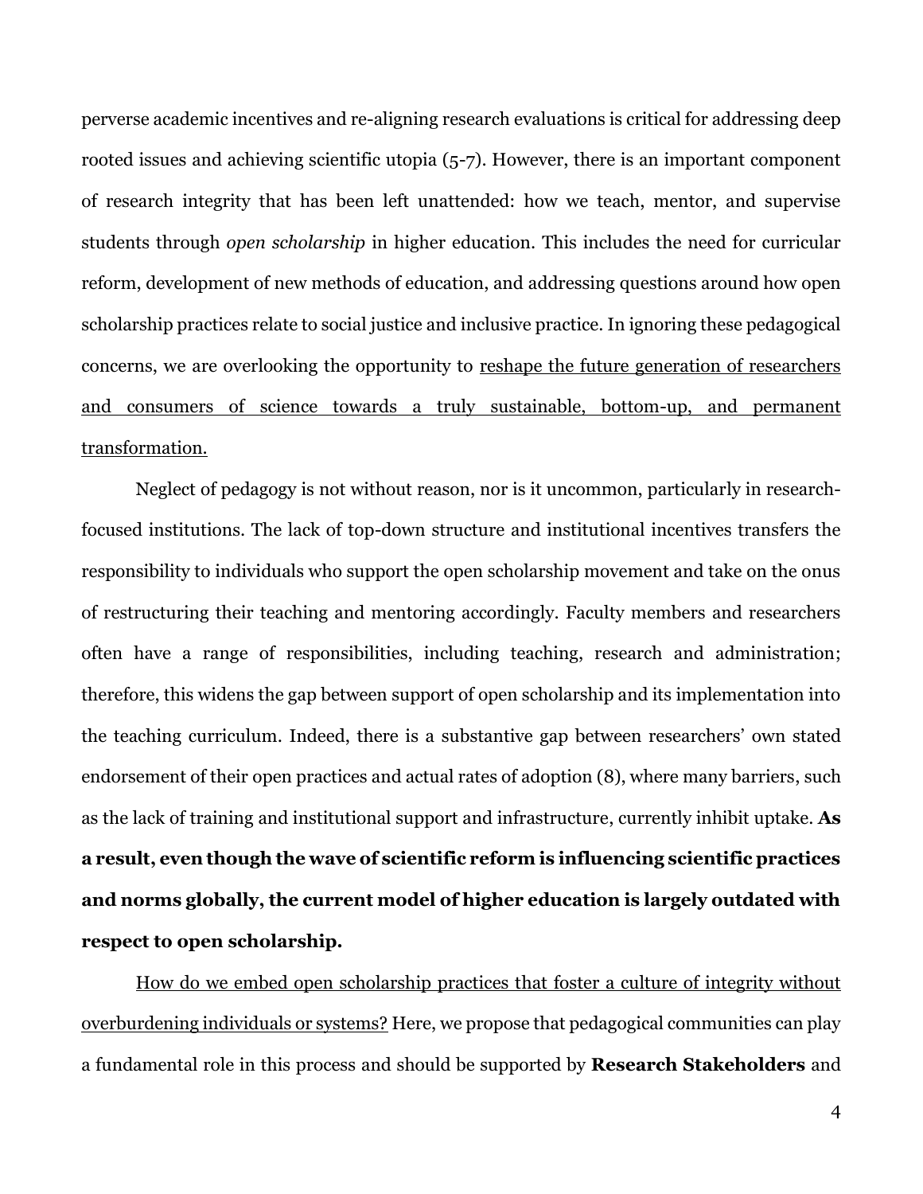perverse academic incentives and re-aligning research evaluations is critical for addressing deep rooted issues and achieving scientific utopia (5-7). However, there is an important component of research integrity that has been left unattended: how we teach, mentor, and supervise students through *open scholarship* in higher education. This includes the need for curricular reform, development of new methods of education, and addressing questions around how open scholarship practices relate to social justice and inclusive practice. In ignoring these pedagogical concerns, we are overlooking the opportunity to <u>reshape the future generation of researchers and consumers of science towards a truly sustainable, bottom-up, and permanent transformation.</u>

Neglect of pedagogy is not without reason, nor is it uncommon, particularly in research-focused institutions. The lack of top-down structure and institutional incentives transfers the responsibility to individuals who support the open scholarship movement and take on the onus of restructuring their teaching and mentoring accordingly. Faculty members and researchers often have a range of responsibilities, including teaching, research and administration; therefore, this widens the gap between support of open scholarship and its implementation into the teaching curriculum. Indeed, there is a substantive gap between researchers' own stated endorsement of their open practices and actual rates of adoption (8), where many barriers, such as the lack of training and institutional support and infrastructure, currently inhibit uptake. **As a result, even though the wave of scientific reform is influencing scientific practices and norms globally, the current model of higher education is largely outdated with respect to open scholarship.**

<u>How do we embed open scholarship practices that foster a culture of integrity without overburdening individuals or systems?</u> Here, we propose that pedagogical communities can play a fundamental role in this process and should be supported by **Research Stakeholders** and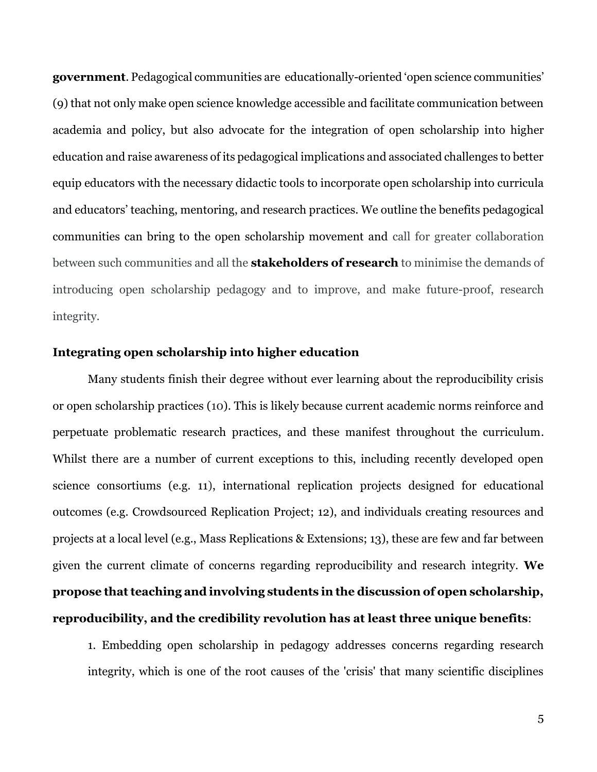**government**. Pedagogical communities are educationally-oriented 'open science communities' (9) that not only make open science knowledge accessible and facilitate communication between academia and policy, but also advocate for the integration of open scholarship into higher education and raise awareness of its pedagogical implications and associated challenges to better equip educators with the necessary didactic tools to incorporate open scholarship into curricula and educators' teaching, mentoring, and research practices. We outline the benefits pedagogical communities can bring to the open scholarship movement and call for greater collaboration between such communities and all the **stakeholders of research** to minimise the demands of introducing open scholarship pedagogy and to improve, and make future-proof, research integrity.

## Integrating open scholarship into higher education

Many students finish their degree without ever learning about the reproducibility crisis or open scholarship practices (10). This is likely because current academic norms reinforce and perpetuate problematic research practices, and these manifest throughout the curriculum. Whilst there are a number of current exceptions to this, including recently developed open science consortiums (e.g. 11), international replication projects designed for educational outcomes (e.g. Crowdsourced Replication Project; 12), and individuals creating resources and projects at a local level (e.g., Mass Replications & Extensions; 13), these are few and far between given the current climate of concerns regarding reproducibility and research integrity. **We propose that teaching and involving students in the discussion of open scholarship, reproducibility, and the credibility revolution has at least three unique benefits**:

1. Embedding open scholarship in pedagogy addresses concerns regarding research integrity, which is one of the root causes of the 'crisis' that many scientific disciplines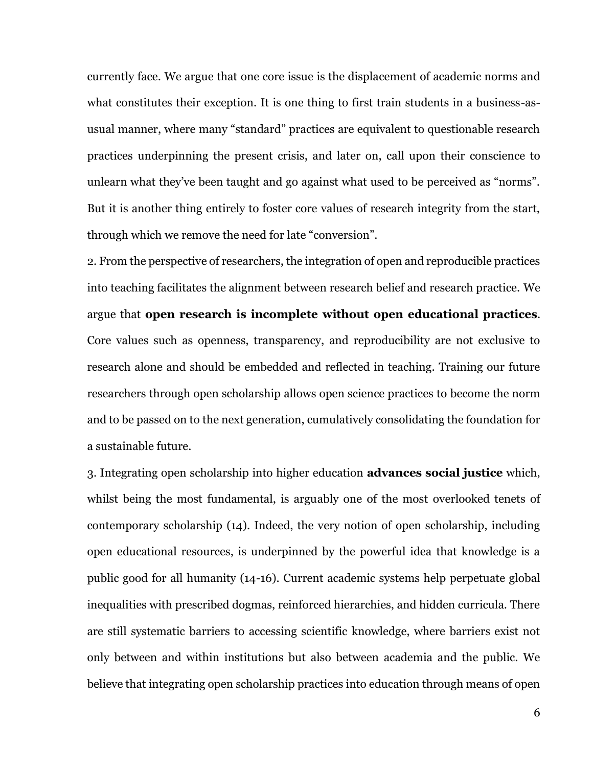currently face. We argue that one core issue is the displacement of academic norms and what constitutes their exception. It is one thing to first train students in a business-as-usual manner, where many "standard" practices are equivalent to questionable research practices underpinning the present crisis, and later on, call upon their conscience to unlearn what they've been taught and go against what used to be perceived as "norms". But it is another thing entirely to foster core values of research integrity from the start, through which we remove the need for late "conversion".

2. From the perspective of researchers, the integration of open and reproducible practices into teaching facilitates the alignment between research belief and research practice. We argue that **open research is incomplete without open educational practices**. Core values such as openness, transparency, and reproducibility are not exclusive to research alone and should be embedded and reflected in teaching. Training our future researchers through open scholarship allows open science practices to become the norm and to be passed on to the next generation, cumulatively consolidating the foundation for a sustainable future.

3. Integrating open scholarship into higher education **advances social justice** which, whilst being the most fundamental, is arguably one of the most overlooked tenets of contemporary scholarship (14). Indeed, the very notion of open scholarship, including open educational resources, is underpinned by the powerful idea that knowledge is a public good for all humanity (14-16). Current academic systems help perpetuate global inequalities with prescribed dogmas, reinforced hierarchies, and hidden curricula. There are still systematic barriers to accessing scientific knowledge, where barriers exist not only between and within institutions but also between academia and the public. We believe that integrating open scholarship practices into education through means of open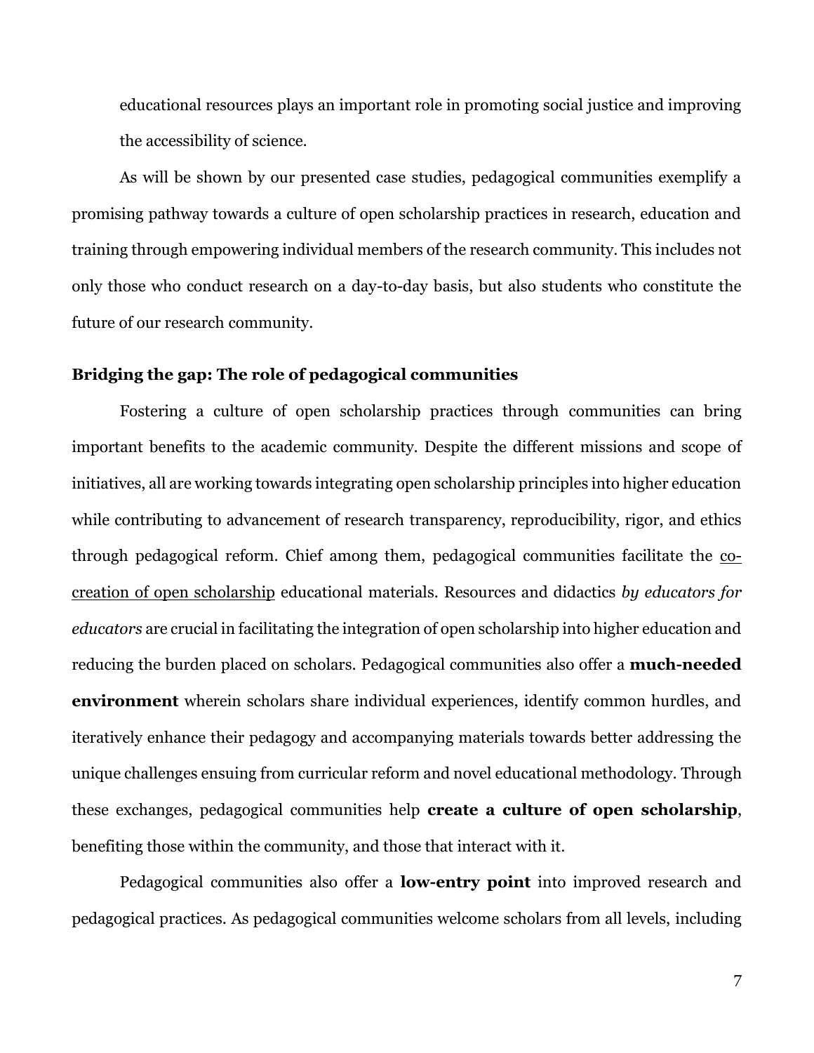educational resources plays an important role in promoting social justice and improving the accessibility of science.

As will be shown by our presented case studies, pedagogical communities exemplify a promising pathway towards a culture of open scholarship practices in research, education and training through empowering individual members of the research community. This includes not only those who conduct research on a day-to-day basis, but also students who constitute the future of our research community.

## Bridging the gap: The role of pedagogical communities

Fostering a culture of open scholarship practices through communities can bring important benefits to the academic community. Despite the different missions and scope of initiatives, all are working towards integrating open scholarship principles into higher education while contributing to advancement of research transparency, reproducibility, rigor, and ethics through pedagogical reform. Chief among them, pedagogical communities facilitate the co-creation of open scholarship educational materials. Resources and didactics *by educators for educators* are crucial in facilitating the integration of open scholarship into higher education and reducing the burden placed on scholars. Pedagogical communities also offer a **much-needed environment** wherein scholars share individual experiences, identify common hurdles, and iteratively enhance their pedagogy and accompanying materials towards better addressing the unique challenges ensuing from curricular reform and novel educational methodology. Through these exchanges, pedagogical communities help **create a culture of open scholarship**, benefiting those within the community, and those that interact with it.

Pedagogical communities also offer a **low-entry point** into improved research and pedagogical practices. As pedagogical communities welcome scholars from all levels, including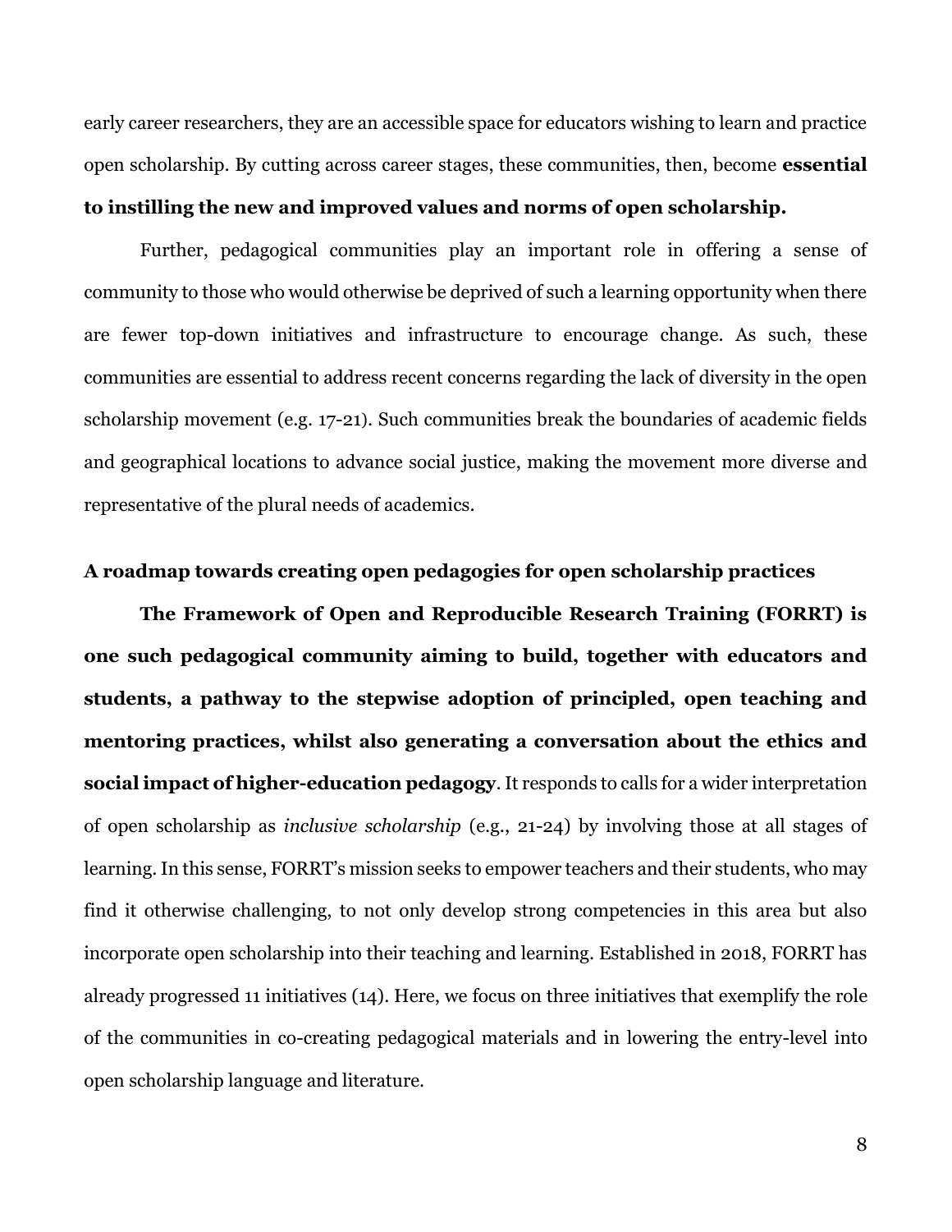early career researchers, they are an accessible space for educators wishing to learn and practice open scholarship. By cutting across career stages, these communities, then, become **essential to instilling the new and improved values and norms of open scholarship.**

Further, pedagogical communities play an important role in offering a sense of community to those who would otherwise be deprived of such a learning opportunity when there are fewer top-down initiatives and infrastructure to encourage change. As such, these communities are essential to address recent concerns regarding the lack of diversity in the open scholarship movement (e.g. 17-21). Such communities break the boundaries of academic fields and geographical locations to advance social justice, making the movement more diverse and representative of the plural needs of academics.

## A roadmap towards creating open pedagogies for open scholarship practices

**The Framework of Open and Reproducible Research Training (FORRT) is one such pedagogical community aiming to build, together with educators and students, a pathway to the stepwise adoption of principled, open teaching and mentoring practices, whilst also generating a conversation about the ethics and social impact of higher-education pedagogy**. It responds to calls for a wider interpretation of open scholarship as *inclusive scholarship* (e.g., 21-24) by involving those at all stages of learning. In this sense, FORRT's mission seeks to empower teachers and their students, who may find it otherwise challenging, to not only develop strong competencies in this area but also incorporate open scholarship into their teaching and learning. Established in 2018, FORRT has already progressed 11 initiatives (14). Here, we focus on three initiatives that exemplify the role of the communities in co-creating pedagogical materials and in lowering the entry-level into open scholarship language and literature.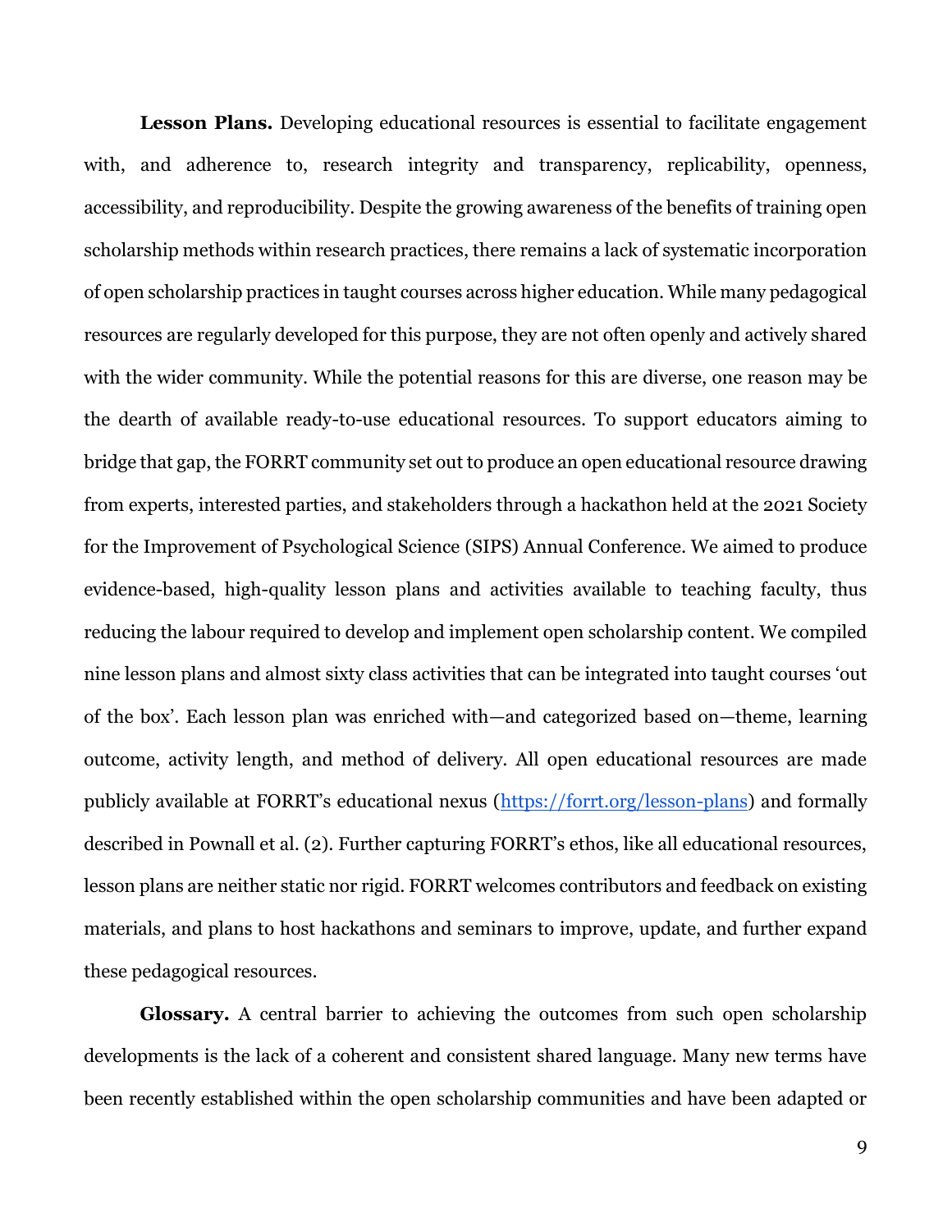**Lesson Plans.** Developing educational resources is essential to facilitate engagement with, and adherence to, research integrity and transparency, replicability, openness, accessibility, and reproducibility. Despite the growing awareness of the benefits of training open scholarship methods within research practices, there remains a lack of systematic incorporation of open scholarship practices in taught courses across higher education. While many pedagogical resources are regularly developed for this purpose, they are not often openly and actively shared with the wider community. While the potential reasons for this are diverse, one reason may be the dearth of available ready-to-use educational resources. To support educators aiming to bridge that gap, the FORRT community set out to produce an open educational resource drawing from experts, interested parties, and stakeholders through a hackathon held at the 2021 Society for the Improvement of Psychological Science (SIPS) Annual Conference. We aimed to produce evidence-based, high-quality lesson plans and activities available to teaching faculty, thus reducing the labour required to develop and implement open scholarship content. We compiled nine lesson plans and almost sixty class activities that can be integrated into taught courses 'out of the box'. Each lesson plan was enriched with—and categorized based on—theme, learning outcome, activity length, and method of delivery. All open educational resources are made publicly available at FORRT's educational nexus ([https://forrt.org/lesson-plans](https://forrt.org/lesson-plans)) and formally described in Pownall et al. (2). Further capturing FORRT's ethos, like all educational resources, lesson plans are neither static nor rigid. FORRT welcomes contributors and feedback on existing materials, and plans to host hackathons and seminars to improve, update, and further expand these pedagogical resources.

**Glossary.** A central barrier to achieving the outcomes from such open scholarship developments is the lack of a coherent and consistent shared language. Many new terms have been recently established within the open scholarship communities and have been adapted or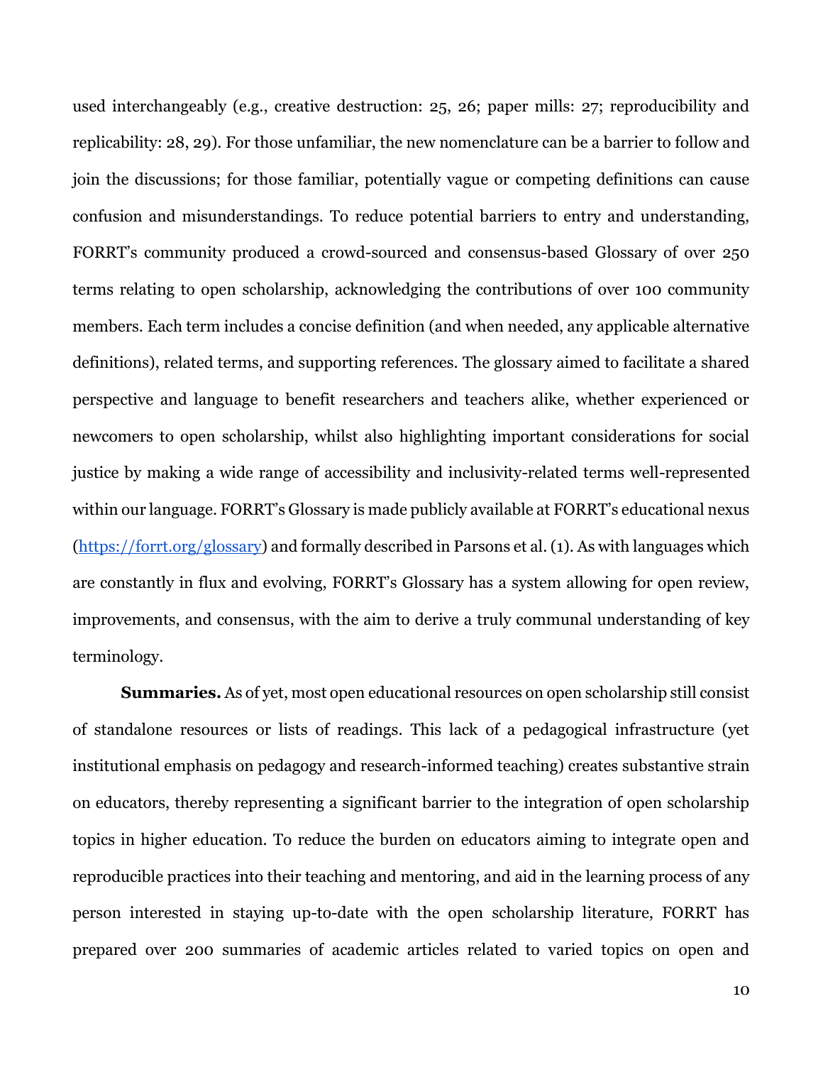used interchangeably (e.g., creative destruction: 25, 26; paper mills: 27; reproducibility and replicability: 28, 29). For those unfamiliar, the new nomenclature can be a barrier to follow and join the discussions; for those familiar, potentially vague or competing definitions can cause confusion and misunderstandings. To reduce potential barriers to entry and understanding, FORRT's community produced a crowd-sourced and consensus-based Glossary of over 250 terms relating to open scholarship, acknowledging the contributions of over 100 community members. Each term includes a concise definition (and when needed, any applicable alternative definitions), related terms, and supporting references. The glossary aimed to facilitate a shared perspective and language to benefit researchers and teachers alike, whether experienced or newcomers to open scholarship, whilst also highlighting important considerations for social justice by making a wide range of accessibility and inclusivity-related terms well-represented within our language. FORRT's Glossary is made publicly available at FORRT's educational nexus ([https://forrt.org/glossary](https://forrt.org/glossary)) and formally described in Parsons et al. (1). As with languages which are constantly in flux and evolving, FORRT's Glossary has a system allowing for open review, improvements, and consensus, with the aim to derive a truly communal understanding of key terminology.

**Summaries.** As of yet, most open educational resources on open scholarship still consist of standalone resources or lists of readings. This lack of a pedagogical infrastructure (yet institutional emphasis on pedagogy and research-informed teaching) creates substantive strain on educators, thereby representing a significant barrier to the integration of open scholarship topics in higher education. To reduce the burden on educators aiming to integrate open and reproducible practices into their teaching and mentoring, and aid in the learning process of any person interested in staying up-to-date with the open scholarship literature, FORRT has prepared over 200 summaries of academic articles related to varied topics on open and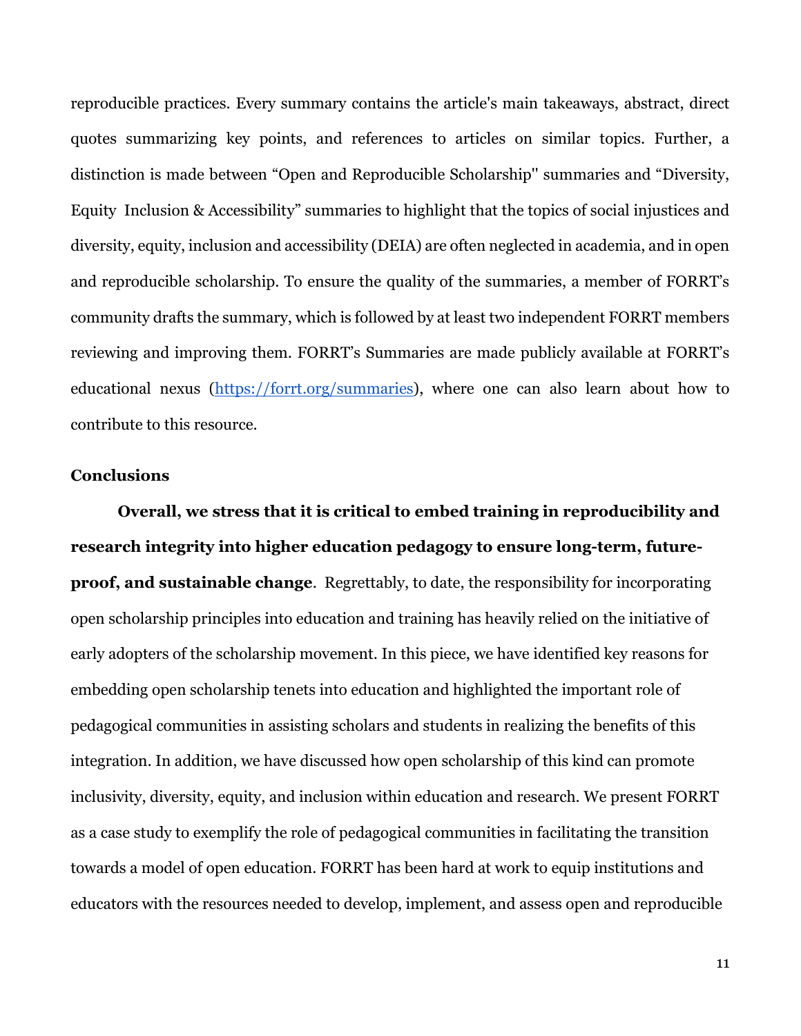reproducible practices. Every summary contains the article's main takeaways, abstract, direct quotes summarizing key points, and references to articles on similar topics. Further, a distinction is made between "Open and Reproducible Scholarship'' summaries and "Diversity, Equity Inclusion & Accessibility" summaries to highlight that the topics of social injustices and diversity, equity, inclusion and accessibility (DEIA) are often neglected in academia, and in open and reproducible scholarship. To ensure the quality of the summaries, a member of FORRT's community drafts the summary, which is followed by at least two independent FORRT members reviewing and improving them. FORRT's Summaries are made publicly available at FORRT's educational nexus (https://forrt.org/summaries), where one can also learn about how to contribute to this resource.

## Conclusions

**Overall, we stress that it is critical to embed training in reproducibility and research integrity into higher education pedagogy to ensure long-term, future-proof, and sustainable change**. Regrettably, to date, the responsibility for incorporating open scholarship principles into education and training has heavily relied on the initiative of early adopters of the scholarship movement. In this piece, we have identified key reasons for embedding open scholarship tenets into education and highlighted the important role of pedagogical communities in assisting scholars and students in realizing the benefits of this integration. In addition, we have discussed how open scholarship of this kind can promote inclusivity, diversity, equity, and inclusion within education and research. We present FORRT as a case study to exemplify the role of pedagogical communities in facilitating the transition towards a model of open education. FORRT has been hard at work to equip institutions and educators with the resources needed to develop, implement, and assess open and reproducible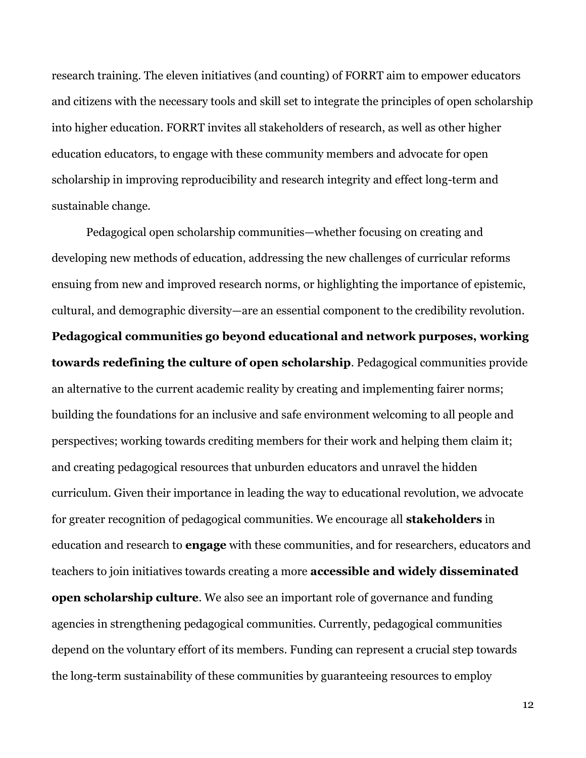research training. The eleven initiatives (and counting) of FORRT aim to empower educators and citizens with the necessary tools and skill set to integrate the principles of open scholarship into higher education. FORRT invites all stakeholders of research, as well as other higher education educators, to engage with these community members and advocate for open scholarship in improving reproducibility and research integrity and effect long-term and sustainable change.

Pedagogical open scholarship communities—whether focusing on creating and developing new methods of education, addressing the new challenges of curricular reforms ensuing from new and improved research norms, or highlighting the importance of epistemic, cultural, and demographic diversity—are an essential component to the credibility revolution. **Pedagogical communities go beyond educational and network purposes, working towards redefining the culture of open scholarship**. Pedagogical communities provide an alternative to the current academic reality by creating and implementing fairer norms; building the foundations for an inclusive and safe environment welcoming to all people and perspectives; working towards crediting members for their work and helping them claim it; and creating pedagogical resources that unburden educators and unravel the hidden curriculum. Given their importance in leading the way to educational revolution, we advocate for greater recognition of pedagogical communities. We encourage all **stakeholders** in education and research to **engage** with these communities, and for researchers, educators and teachers to join initiatives towards creating a more **accessible and widely disseminated open scholarship culture**. We also see an important role of governance and funding agencies in strengthening pedagogical communities. Currently, pedagogical communities depend on the voluntary effort of its members. Funding can represent a crucial step towards the long-term sustainability of these communities by guaranteeing resources to employ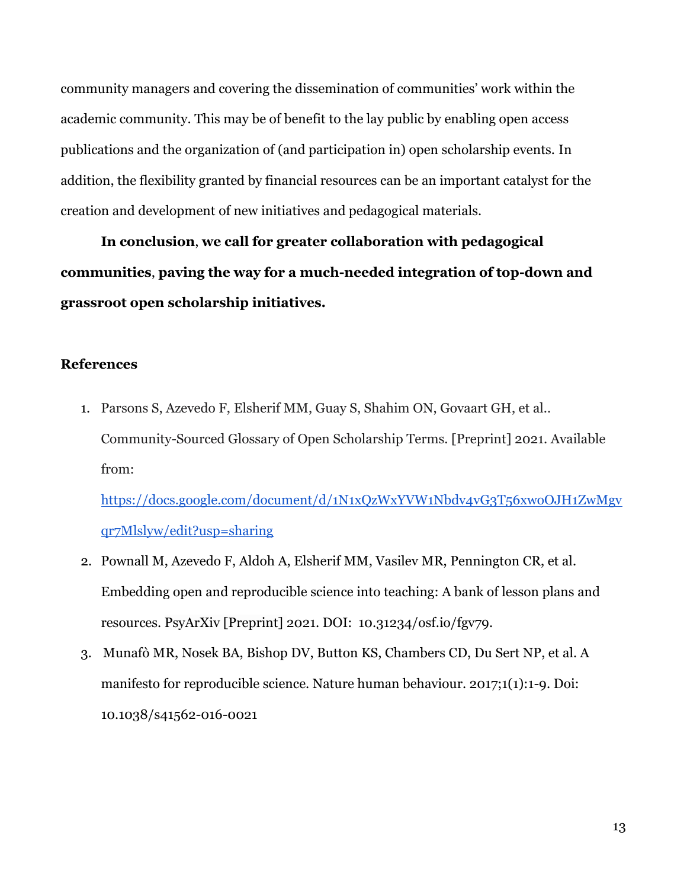community managers and covering the dissemination of communities' work within the academic community. This may be of benefit to the lay public by enabling open access publications and the organization of (and participation in) open scholarship events. In addition, the flexibility granted by financial resources can be an important catalyst for the creation and development of new initiatives and pedagogical materials.

**In conclusion**, **we call for greater collaboration with pedagogical communities**, **paving the way for a much-needed integration of top-down and grassroot open scholarship initiatives.**

## References

1. Parsons S, Azevedo F, Elsherif MM, Guay S, Shahim ON, Govaart GH, et al.. Community-Sourced Glossary of Open Scholarship Terms. [Preprint] 2021. Available from: https://docs.google.com/document/d/1N1xQzWxYVW1Nbdv4vG3T56xwoOJH1ZwMgvqr7Mlslyw/edit?usp=sharing
2. Pownall M, Azevedo F, Aldoh A, Elsherif MM, Vasilev MR, Pennington CR, et al. Embedding open and reproducible science into teaching: A bank of lesson plans and resources. PsyArXiv [Preprint] 2021. DOI: 10.31234/osf.io/fgv79.
3. Munafò MR, Nosek BA, Bishop DV, Button KS, Chambers CD, Du Sert NP, et al. A manifesto for reproducible science. Nature human behaviour. 2017;1(1):1-9. Doi: 10.1038/s41562-016-0021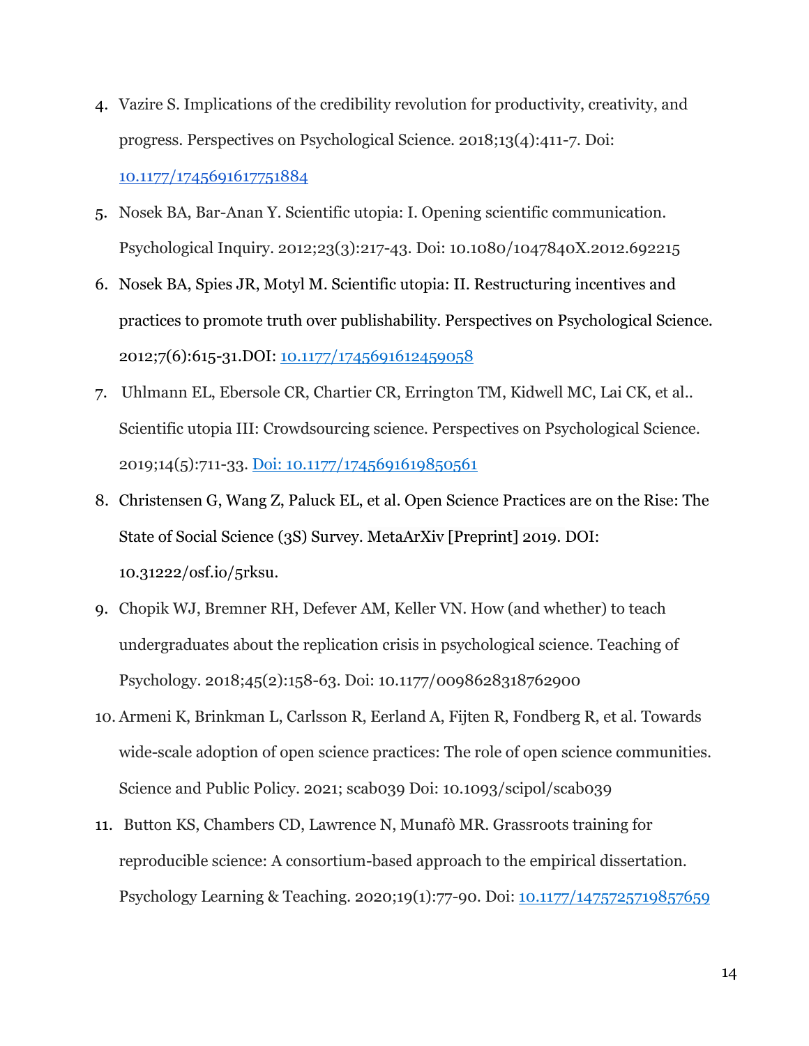4. Vazire S. Implications of the credibility revolution for productivity, creativity, and progress. Perspectives on Psychological Science. 2018;13(4):411-7. Doi: [10.1177/1745691617751884](https://doi.org/10.1177/1745691617751884)
5. Nosek BA, Bar-Anan Y. Scientific utopia: I. Opening scientific communication. Psychological Inquiry. 2012;23(3):217-43. Doi: 10.1080/1047840X.2012.692215
6. Nosek BA, Spies JR, Motyl M. Scientific utopia: II. Restructuring incentives and practices to promote truth over publishability. Perspectives on Psychological Science. 2012;7(6):615-31.DOI: [10.1177/1745691612459058](https://doi.org/10.1177/1745691612459058)
7. Uhlmann EL, Ebersole CR, Chartier CR, Errington TM, Kidwell MC, Lai CK, et al.. Scientific utopia III: Crowdsourcing science. Perspectives on Psychological Science. 2019;14(5):711-33. [Doi: 10.1177/1745691619850561](https://doi.org/10.1177/1745691619850561)
8. Christensen G, Wang Z, Paluck EL, et al. Open Science Practices are on the Rise: The State of Social Science (3S) Survey. MetaArXiv [Preprint] 2019. DOI: 10.31222/osf.io/5rksu.
9. Chopik WJ, Bremner RH, Defever AM, Keller VN. How (and whether) to teach undergraduates about the replication crisis in psychological science. Teaching of Psychology. 2018;45(2):158-63. Doi: 10.1177/0098628318762900
10. Armeni K, Brinkman L, Carlsson R, Eerland A, Fijten R, Fondberg R, et al. Towards wide-scale adoption of open science practices: The role of open science communities. Science and Public Policy. 2021; scab039 Doi: 10.1093/scipol/scab039
11. Button KS, Chambers CD, Lawrence N, Munafò MR. Grassroots training for reproducible science: A consortium-based approach to the empirical dissertation. Psychology Learning & Teaching. 2020;19(1):77-90. Doi: [10.1177/1475725719857659](https://doi.org/10.1177/1475725719857659)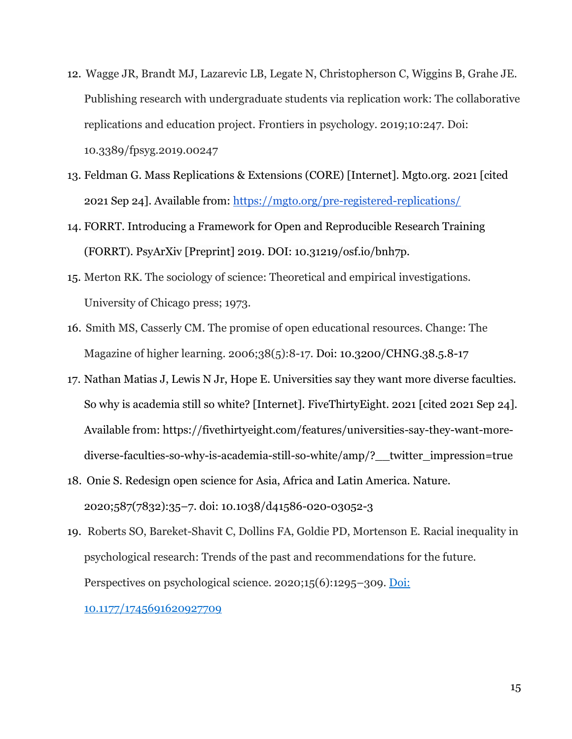12. Wagge JR, Brandt MJ, Lazarevic LB, Legate N, Christopherson C, Wiggins B, Grahe JE. Publishing research with undergraduate students via replication work: The collaborative replications and education project. Frontiers in psychology. 2019;10:247. Doi: 10.3389/fpsyg.2019.00247
13. Feldman G. Mass Replications & Extensions (CORE) [Internet]. Mgto.org. 2021 [cited 2021 Sep 24]. Available from: [https://mgto.org/pre-registered-replications/](https://mgto.org/pre-registered-replications/)
14. FORRT. Introducing a Framework for Open and Reproducible Research Training (FORRT). PsyArXiv [Preprint] 2019. DOI: 10.31219/osf.io/bnh7p.
15. Merton RK. The sociology of science: Theoretical and empirical investigations. University of Chicago press; 1973.
16. Smith MS, Casserly CM. The promise of open educational resources. Change: The Magazine of higher learning. 2006;38(5):8-17. Doi: 10.3200/CHNG.38.5.8-17
17. Nathan Matias J, Lewis N Jr, Hope E. Universities say they want more diverse faculties. So why is academia still so white? [Internet]. FiveThirtyEight. 2021 [cited 2021 Sep 24]. Available from: https://fivethirtyeight.com/features/universities-say-they-want-more-diverse-faculties-so-why-is-academia-still-so-white/amp/?__twitter_impression=true
18. Onie S. Redesign open science for Asia, Africa and Latin America. Nature. 2020;587(7832):35–7. doi: 10.1038/d41586-020-03052-3
19. Roberts SO, Bareket-Shavit C, Dollins FA, Goldie PD, Mortenson E. Racial inequality in psychological research: Trends of the past and recommendations for the future. Perspectives on psychological science. 2020;15(6):1295–309. [Doi: 10.1177/1745691620927709](https://doi.org/10.1177/1745691620927709)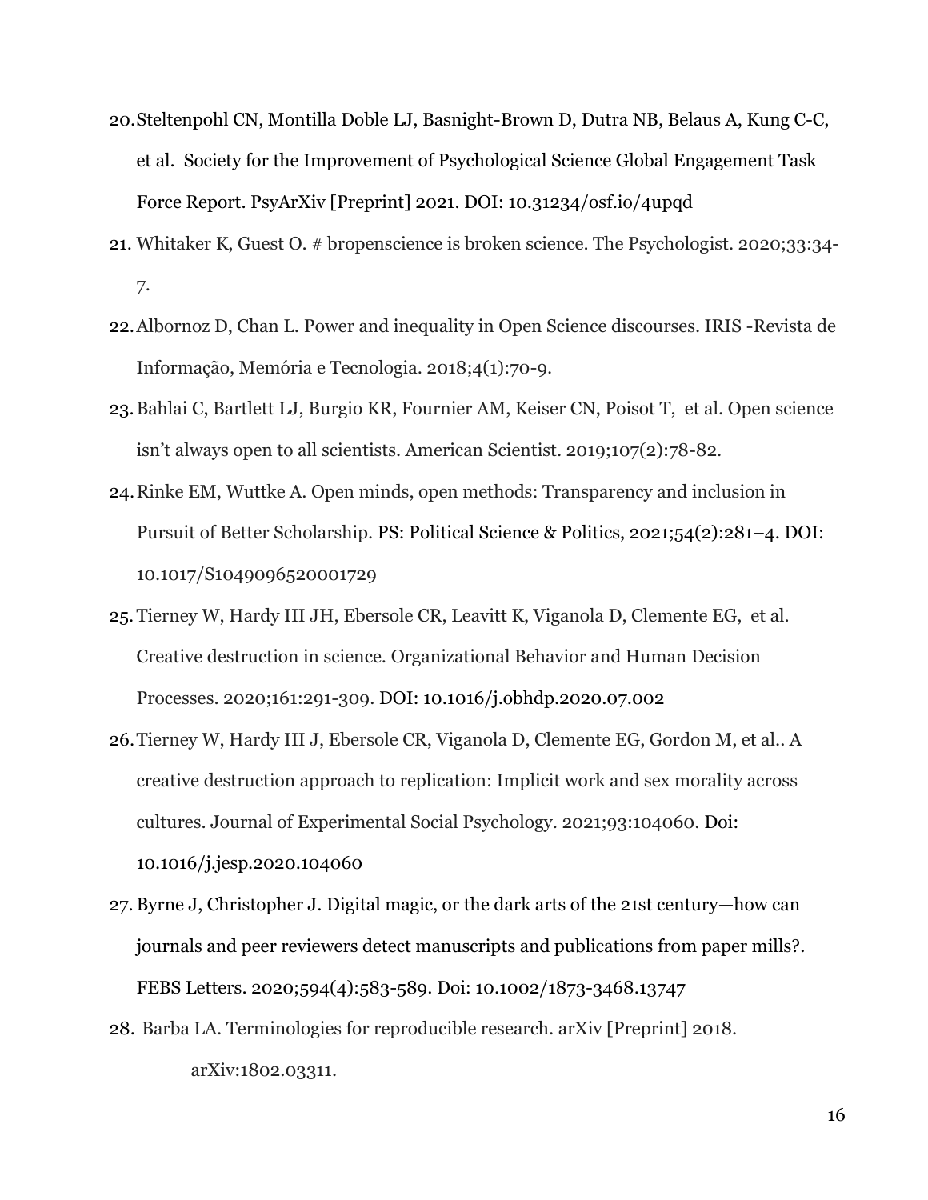20. Steltenpohl CN, Montilla Doble LJ, Basnight-Brown D, Dutra NB, Belaus A, Kung C-C, et al. Society for the Improvement of Psychological Science Global Engagement Task Force Report. PsyArXiv [Preprint] 2021. DOI: 10.31234/osf.io/4upqd
21. Whitaker K, Guest O. # bropenscience is broken science. The Psychologist. 2020;33:34-7.
22. Albornoz D, Chan L. Power and inequality in Open Science discourses. IRIS -Revista de Informação, Memória e Tecnologia. 2018;4(1):70-9.
23. Bahlai C, Bartlett LJ, Burgio KR, Fournier AM, Keiser CN, Poisot T, et al. Open science isn't always open to all scientists. American Scientist. 2019;107(2):78-82.
24. Rinke EM, Wuttke A. Open minds, open methods: Transparency and inclusion in Pursuit of Better Scholarship. PS: Political Science & Politics, 2021;54(2):281–4. DOI: 10.1017/S1049096520001729
25. Tierney W, Hardy III JH, Ebersole CR, Leavitt K, Viganola D, Clemente EG, et al. Creative destruction in science. Organizational Behavior and Human Decision Processes. 2020;161:291-309. DOI: 10.1016/j.obhdp.2020.07.002
26. Tierney W, Hardy III J, Ebersole CR, Viganola D, Clemente EG, Gordon M, et al.. A creative destruction approach to replication: Implicit work and sex morality across cultures. Journal of Experimental Social Psychology. 2021;93:104060. Doi: 10.1016/j.jesp.2020.104060
27. Byrne J, Christopher J. Digital magic, or the dark arts of the 21st century—how can journals and peer reviewers detect manuscripts and publications from paper mills?. FEBS Letters. 2020;594(4):583-589. Doi: 10.1002/1873-3468.13747
28. Barba LA. Terminologies for reproducible research. arXiv [Preprint] 2018. arXiv:1802.03311.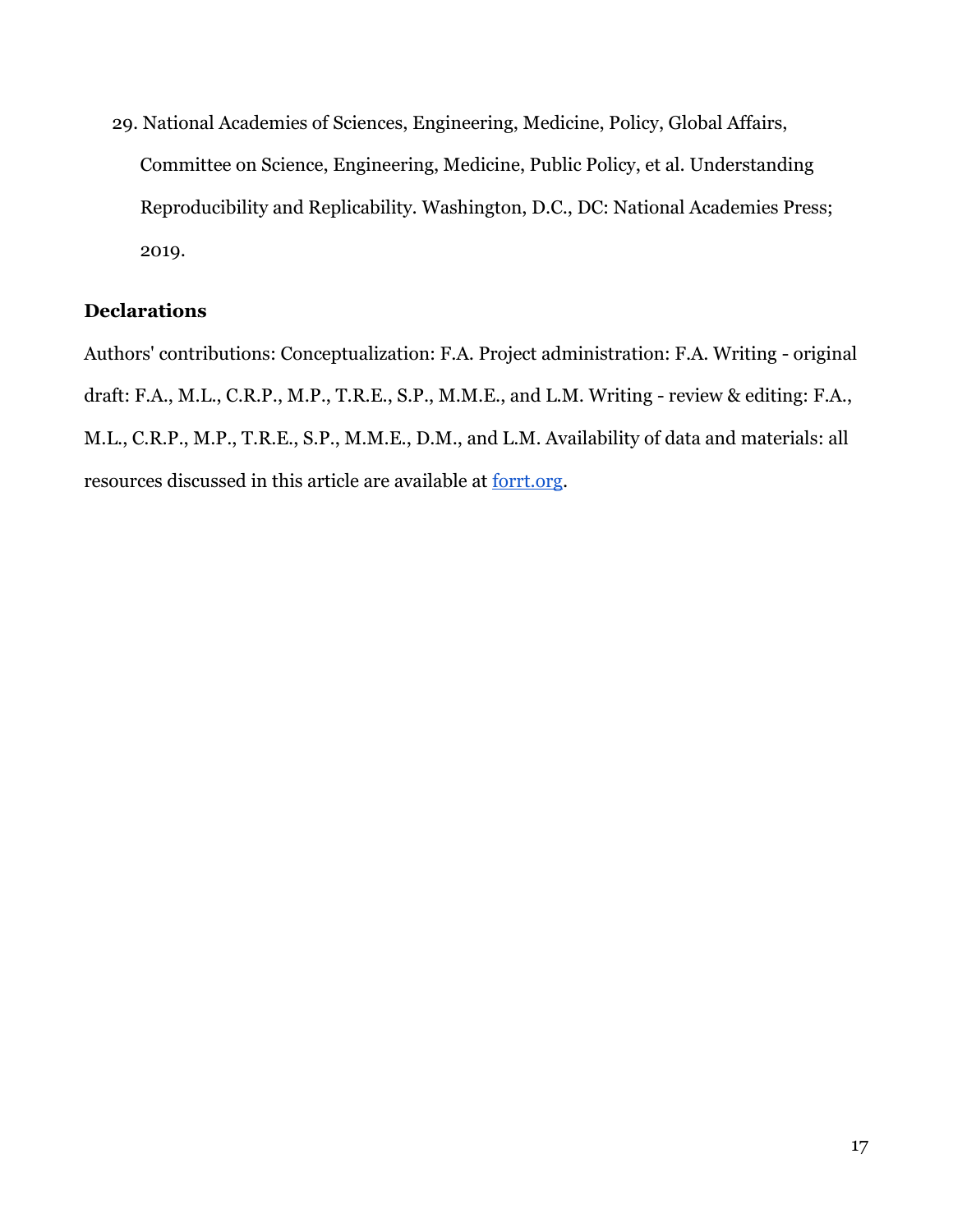29. National Academies of Sciences, Engineering, Medicine, Policy, Global Affairs, Committee on Science, Engineering, Medicine, Public Policy, et al. Understanding Reproducibility and Replicability. Washington, D.C., DC: National Academies Press; 2019.

## Declarations

Authors' contributions: Conceptualization: F.A. Project administration: F.A. Writing - original draft: F.A., M.L., C.R.P., M.P., T.R.E., S.P., M.M.E., and L.M. Writing - review & editing: F.A., M.L., C.R.P., M.P., T.R.E., S.P., M.M.E., D.M., and L.M. Availability of data and materials: all resources discussed in this article are available at forrt.org.